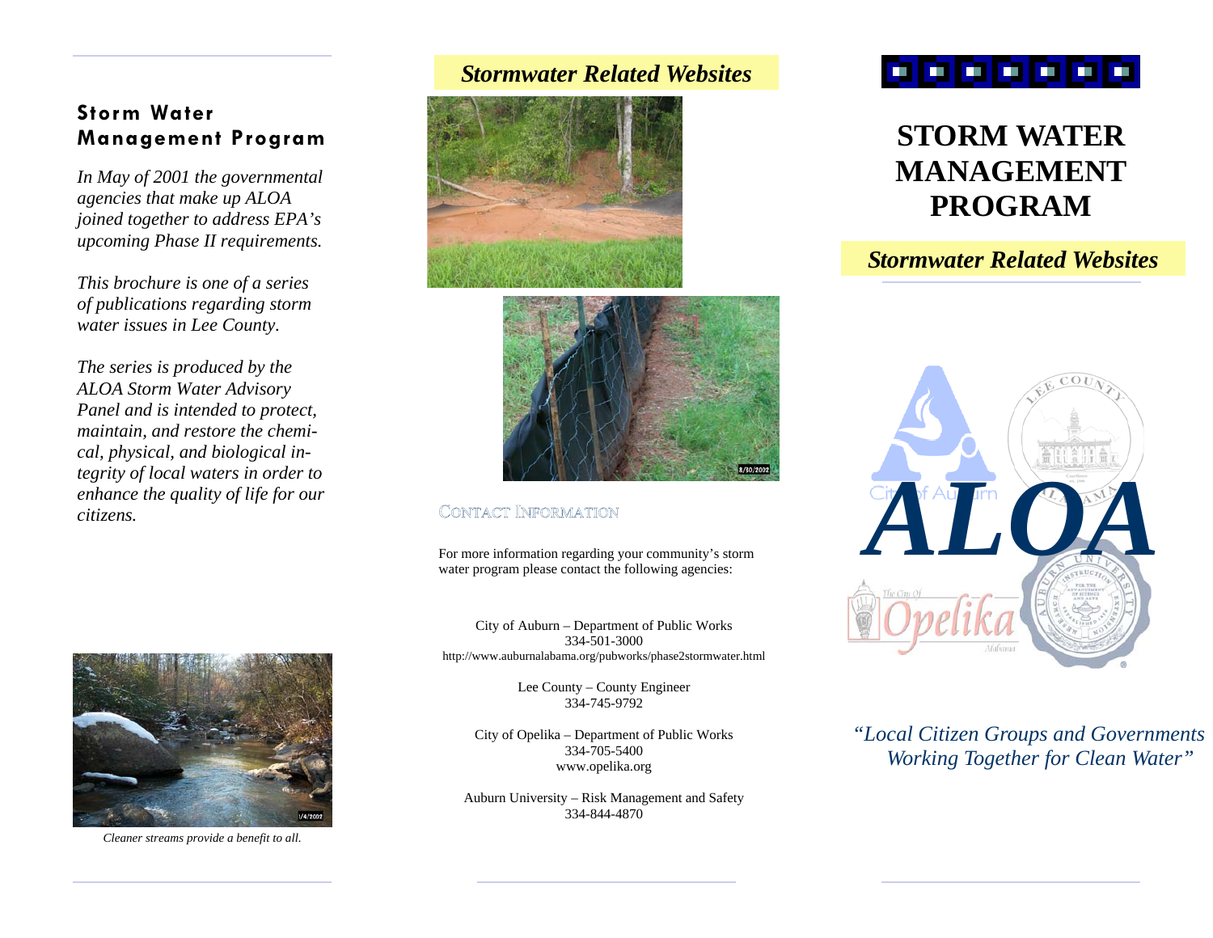## Storm Water Management Program

*In May of 2001 the governmental agencies that make up ALOA joined together to address EPA's upcoming Phase II requirements.*

*This brochure is one of a series of publications regarding storm water issues in Lee County.*

*The series is produced by the ALOA Storm Water Advisory Panel and is intended to protect, maintain, and restore the chemical, physical, and biological integrity of local waters in order to enhance the quality of life for our citizens.*

*Cleaner streams provide a benefit to all.*

## *Stormwater Related Websites*

### Contact Information

For more information regarding your community's storm water program please contact the following agencies:

City of Auburn – Department of Public Works
334-501-3000
http://www.auburnalabama.org/pubworks/phase2stormwater.html

Lee County – County Engineer
334-745-9792

City of Opelika – Department of Public Works
334-705-5400
www.opelika.org

Auburn University – Risk Management and Safety
334-844-4870

# STORM WATER MANAGEMENT PROGRAM

## *Stormwater Related Websites*

*"Local Citizen Groups and Governments Working Together for Clean Water"*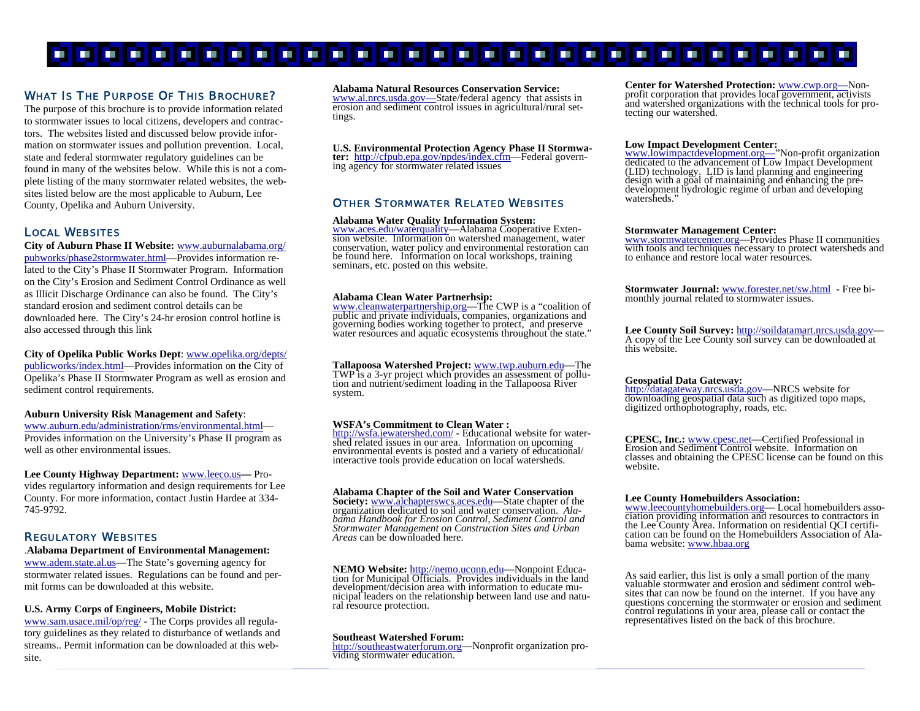## What Is The Purpose Of This Brochure?

The purpose of this brochure is to provide information related to stormwater issues to local citizens, developers and contractors. The websites listed and discussed below provide information on stormwater issues and pollution prevention. Local, state and federal stormwater regulatory guidelines can be found in many of the websites below. While this is not a complete listing of the many stormwater related websites, the websites listed below are the most applicable to Auburn, Lee County, Opelika and Auburn University.

## Local Websites

**City of Auburn Phase II Website:** www.auburnalabama.org/pubworks/phase2stormwater.html—Provides information related to the City's Phase II Stormwater Program. Information on the City's Erosion and Sediment Control Ordinance as well as Illicit Discharge Ordinance can also be found. The City's standard erosion and sediment control details can be downloaded here. The City's 24-hr erosion control hotline is also accessed through this link

**City of Opelika Public Works Dept**: www.opelika.org/depts/publicworks/index.html—Provides information on the City of Opelika's Phase II Stormwater Program as well as erosion and sediment control requirements.

**Auburn University Risk Management and Safety**: www.auburn.edu/administration/rms/environmental.html—Provides information on the University's Phase II program as well as other environmental issues.

**Lee County Highway Department:** www.leeco.us**—** Provides regulartory information and design requirements for Lee County. For more information, contact Justin Hardee at 334-745-9792.

## Regulatory Websites

.**Alabama Department of Environmental Management:** www.adem.state.al.us—The State's governing agency for stormwater related issues. Regulations can be found and permit forms can be downloaded at this website.

**U.S. Army Corps of Engineers, Mobile District:** www.sam.usace.mil/op/reg/ - The Corps provides all regulatory guidelines as they related to disturbance of wetlands and streams.. Permit information can be downloaded at this website.

**Alabama Natural Resources Conservation Service:** www.al.nrcs.usda.gov—State/federal agency that assists in erosion and sediment control issues in agricultural/rural settings.

**U.S. Environmental Protection Agency Phase II Stormwater:** http://cfpub.epa.gov/npdes/index.cfm—Federal governing agency for stormwater related issues

## Other Stormwater Related Websites

**Alabama Water Quality Information System:** www.aces.edu/waterquality—Alabama Cooperative Extension website. Information on watershed management, water conservation, water policy and environmental restoration can be found here. Information on local workshops, training seminars, etc. posted on this website.

**Alabama Clean Water Partnerhsip:** www.cleanwaterpartnership.org—The CWP is a "coalition of public and private individuals, companies, organizations and governing bodies working together to protect, and preserve water resources and aquatic ecosystems throughout the state."

**Tallapoosa Watershed Project:** www.twp.auburn.edu—The TWP is a 3-yr project which provides an assessment of pollution and nutrient/sediment loading in the Tallapoosa River system.

**WSFA's Commitment to Clean Water :** http://wsfa.iewatershed.com/ - Educational website for watershed related issues in our area. Information on upcoming environmental events is posted and a variety of educational/interactive tools provide education on local watersheds.

**Alabama Chapter of the Soil and Water Conservation Society:** www.alchapterswcs.aces.edu—State chapter of the organization dedicated to soil and water conservation. *Alabama Handbook for Erosion Control, Sediment Control and Stormwater Management on Construction Sites and Urban Areas* can be downloaded here.

**NEMO Website:** http://nemo.uconn.edu—Nonpoint Education for Municipal Officials. Provides individuals in the land development/decision area with information to educate municipal leaders on the relationship between land use and natural resource protection.

**Southeast Watershed Forum:** http://southeastwaterforum.org—Nonprofit organization providing stormwater education.

**Center for Watershed Protection:** www.cwp.org—Non-profit corporation that provides local government, activists and watershed organizations with the technical tools for protecting our watershed.

**Low Impact Development Center:** www.lowimpactdevelopment.org—"Non-profit organization dedicated to the advancement of Low Impact Development (LID) technology. LID is land planning and engineering design with a goal of maintaining and enhancing the pre-development hydrologic regime of urban and developing watersheds."

**Stormwater Management Center:** www.stormwatercenter.org—Provides Phase II communities with tools and techniques necessary to protect watersheds and to enhance and restore local water resources.

**Stormwater Journal:** www.forester.net/sw.html - Free bi-monthly journal related to stormwater issues.

**Lee County Soil Survey:** http://soildatamart.nrcs.usda.gov—A copy of the Lee County soil survey can be downloaded at this website.

**Geospatial Data Gateway:** http://datagateway.nrcs.usda.gov—NRCS website for downloading geospatial data such as digitized topo maps, digitized orthophotography, roads, etc.

**CPESC, Inc.:** www.cpesc.net—Certified Professional in Erosion and Sediment Control website. Information on classes and obtaining the CPESC license can be found on this website.

**Lee County Homebuilders Association:** www.leecountyhomebuilders.org— Local homebuilders association providing information and resources to contractors in the Lee County Area. Information on residential QCI certification can be found on the Homebuilders Association of Alabama website: www.hbaa.org

As said earlier, this list is only a small portion of the many valuable stormwater and erosion and sediment control websites that can now be found on the internet. If you have any questions concerning the stormwater or erosion and sediment control regulations in your area, please call or contact the representatives listed on the back of this brochure.